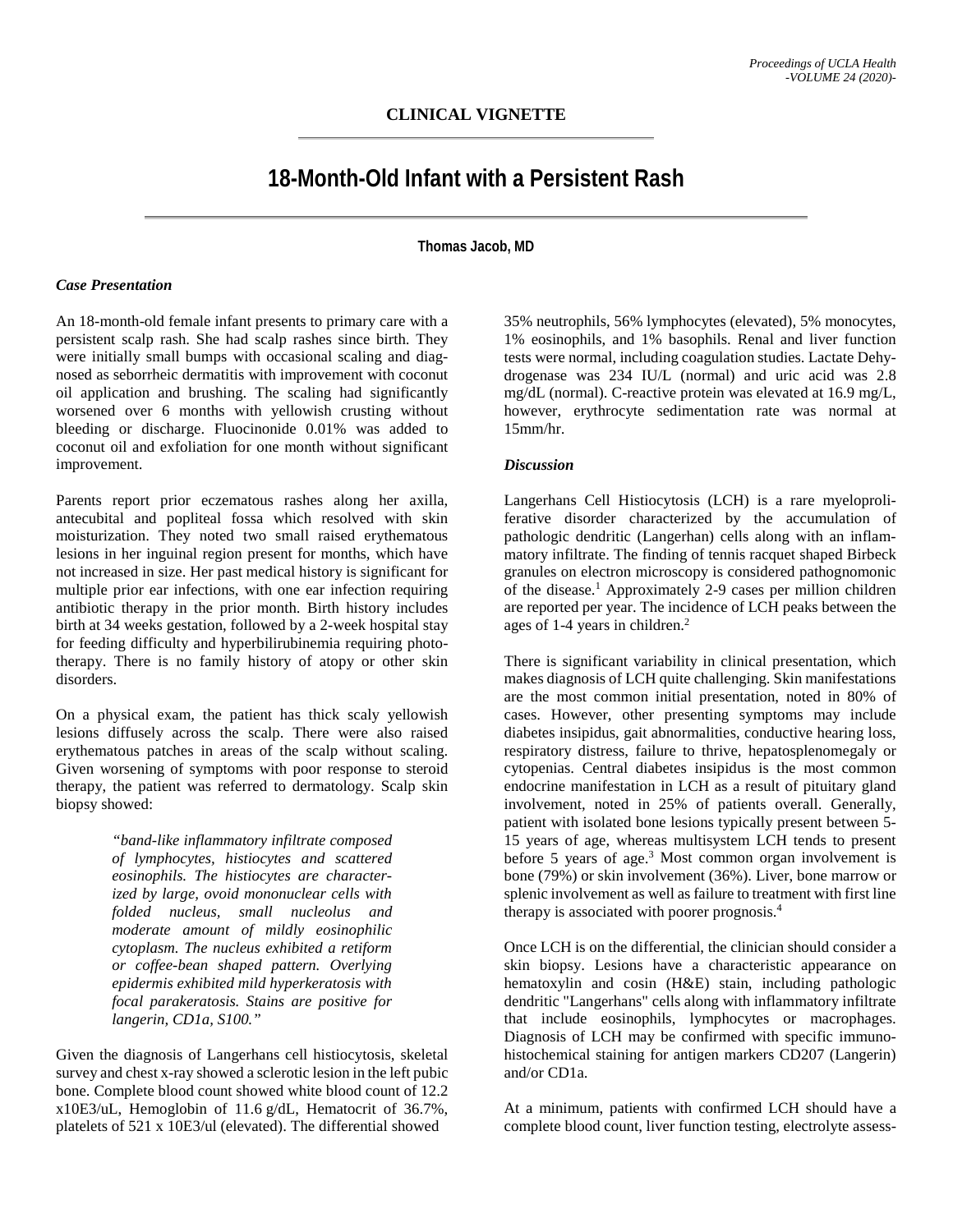CLINICAL VIGNETTE

# 18-Month-Old Infant with a Persistent Rash

**Thomas Jacob, MD**

### *Case Presentation*

An 18-month-old female infant presents to primary care with a persistent scalp rash. She had scalp rashes since birth. They were initially small bumps with occasional scaling and diagnosed as seborrheic dermatitis with improvement with coconut oil application and brushing. The scaling had significantly worsened over 6 months with yellowish crusting without bleeding or discharge. Fluocinonide 0.01% was added to coconut oil and exfoliation for one month without significant improvement.

Parents report prior eczematous rashes along her axilla, antecubital and popliteal fossa which resolved with skin moisturization. They noted two small raised erythematous lesions in her inguinal region present for months, which have not increased in size. Her past medical history is significant for multiple prior ear infections, with one ear infection requiring antibiotic therapy in the prior month. Birth history includes birth at 34 weeks gestation, followed by a 2-week hospital stay for feeding difficulty and hyperbilirubinemia requiring phototherapy. There is no family history of atopy or other skin disorders.

On a physical exam, the patient has thick scaly yellowish lesions diffusely across the scalp. There were also raised erythematous patches in areas of the scalp without scaling. Given worsening of symptoms with poor response to steroid therapy, the patient was referred to dermatology. Scalp skin biopsy showed:

> *"band-like inflammatory infiltrate composed of lymphocytes, histiocytes and scattered eosinophils. The histiocytes are characterized by large, ovoid mononuclear cells with folded nucleus, small nucleolus and moderate amount of mildly eosinophilic cytoplasm. The nucleus exhibited a retiform or coffee-bean shaped pattern. Overlying epidermis exhibited mild hyperkeratosis with focal parakeratosis. Stains are positive for langerin, CD1a, S100."*

Given the diagnosis of Langerhans cell histiocytosis, skeletal survey and chest x-ray showed a sclerotic lesion in the left pubic bone. Complete blood count showed white blood count of 12.2 x10E3/uL, Hemoglobin of 11.6 g/dL, Hematocrit of 36.7%, platelets of 521 x 10E3/ul (elevated). The differential showed 35% neutrophils, 56% lymphocytes (elevated), 5% monocytes, 1% eosinophils, and 1% basophils. Renal and liver function tests were normal, including coagulation studies. Lactate Dehydrogenase was 234 IU/L (normal) and uric acid was 2.8 mg/dL (normal). C-reactive protein was elevated at 16.9 mg/L, however, erythrocyte sedimentation rate was normal at 15mm/hr.

### *Discussion*

Langerhans Cell Histiocytosis (LCH) is a rare myeloproliferative disorder characterized by the accumulation of pathologic dendritic (Langerhan) cells along with an inflammatory infiltrate. The finding of tennis racquet shaped Birbeck granules on electron microscopy is considered pathognomonic of the disease.[1] Approximately 2-9 cases per million children are reported per year. The incidence of LCH peaks between the ages of 1-4 years in children.[2]

There is significant variability in clinical presentation, which makes diagnosis of LCH quite challenging. Skin manifestations are the most common initial presentation, noted in 80% of cases. However, other presenting symptoms may include diabetes insipidus, gait abnormalities, conductive hearing loss, respiratory distress, failure to thrive, hepatosplenomegaly or cytopenias. Central diabetes insipidus is the most common endocrine manifestation in LCH as a result of pituitary gland involvement, noted in 25% of patients overall. Generally, patient with isolated bone lesions typically present between 5-15 years of age, whereas multisystem LCH tends to present before 5 years of age.[3] Most common organ involvement is bone (79%) or skin involvement (36%). Liver, bone marrow or splenic involvement as well as failure to treatment with first line therapy is associated with poorer prognosis.[4]

Once LCH is on the differential, the clinician should consider a skin biopsy. Lesions have a characteristic appearance on hematoxylin and cosin (H&E) stain, including pathologic dendritic "Langerhans" cells along with inflammatory infiltrate that include eosinophils, lymphocytes or macrophages. Diagnosis of LCH may be confirmed with specific immunohistochemical staining for antigen markers CD207 (Langerin) and/or CD1a.

At a minimum, patients with confirmed LCH should have a complete blood count, liver function testing, electrolyte assess-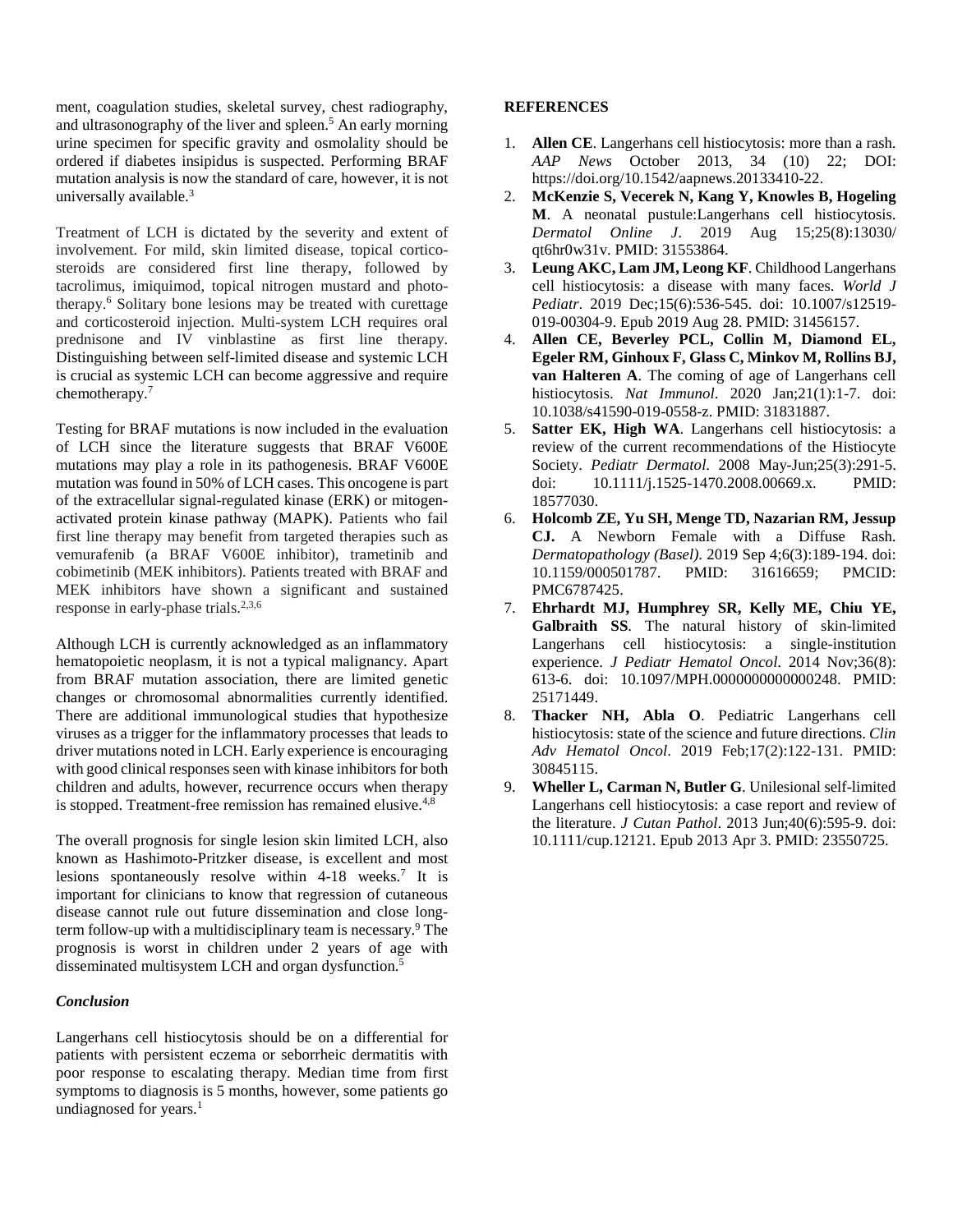ment, coagulation studies, skeletal survey, chest radiography, and ultrasonography of the liver and spleen.[5] An early morning urine specimen for specific gravity and osmolality should be ordered if diabetes insipidus is suspected. Performing BRAF mutation analysis is now the standard of care, however, it is not universally available.[3]

Treatment of LCH is dictated by the severity and extent of involvement. For mild, skin limited disease, topical corticosteroids are considered first line therapy, followed by tacrolimus, imiquimod, topical nitrogen mustard and phototherapy.[6] Solitary bone lesions may be treated with curettage and corticosteroid injection. Multi-system LCH requires oral prednisone and IV vinblastine as first line therapy. Distinguishing between self-limited disease and systemic LCH is crucial as systemic LCH can become aggressive and require chemotherapy.[7]

Testing for BRAF mutations is now included in the evaluation of LCH since the literature suggests that BRAF V600E mutations may play a role in its pathogenesis. BRAF V600E mutation was found in 50% of LCH cases. This oncogene is part of the extracellular signal-regulated kinase (ERK) or mitogen-activated protein kinase pathway (MAPK). Patients who fail first line therapy may benefit from targeted therapies such as vemurafenib (a BRAF V600E inhibitor), trametinib and cobimetinib (MEK inhibitors). Patients treated with BRAF and MEK inhibitors have shown a significant and sustained response in early-phase trials.[2,3,6]

Although LCH is currently acknowledged as an inflammatory hematopoietic neoplasm, it is not a typical malignancy. Apart from BRAF mutation association, there are limited genetic changes or chromosomal abnormalities currently identified. There are additional immunological studies that hypothesize viruses as a trigger for the inflammatory processes that leads to driver mutations noted in LCH. Early experience is encouraging with good clinical responses seen with kinase inhibitors for both children and adults, however, recurrence occurs when therapy is stopped. Treatment-free remission has remained elusive.[4,8]

The overall prognosis for single lesion skin limited LCH, also known as Hashimoto-Pritzker disease, is excellent and most lesions spontaneously resolve within 4-18 weeks.[7] It is important for clinicians to know that regression of cutaneous disease cannot rule out future dissemination and close long-term follow-up with a multidisciplinary team is necessary.[9] The prognosis is worst in children under 2 years of age with disseminated multisystem LCH and organ dysfunction.[5]

### *Conclusion*

Langerhans cell histiocytosis should be on a differential for patients with persistent eczema or seborrheic dermatitis with poor response to escalating therapy. Median time from first symptoms to diagnosis is 5 months, however, some patients go undiagnosed for years.[1]

## REFERENCES

1. **Allen CE**. Langerhans cell histiocytosis: more than a rash. *AAP News* October 2013, 34 (10) 22; DOI: https://doi.org/10.1542/aapnews.20133410-22.
2. **McKenzie S, Vecerek N, Kang Y, Knowles B, Hogeling M**. A neonatal pustule:Langerhans cell histiocytosis. *Dermatol Online J*. 2019 Aug 15;25(8):13030/qt6hr0w31v. PMID: 31553864.
3. **Leung AKC, Lam JM, Leong KF**. Childhood Langerhans cell histiocytosis: a disease with many faces. *World J Pediatr*. 2019 Dec;15(6):536-545. doi: 10.1007/s12519-019-00304-9. Epub 2019 Aug 28. PMID: 31456157.
4. **Allen CE, Beverley PCL, Collin M, Diamond EL, Egeler RM, Ginhoux F, Glass C, Minkov M, Rollins BJ, van Halteren A**. The coming of age of Langerhans cell histiocytosis. *Nat Immunol*. 2020 Jan;21(1):1-7. doi: 10.1038/s41590-019-0558-z. PMID: 31831887.
5. **Satter EK, High WA**. Langerhans cell histiocytosis: a review of the current recommendations of the Histiocyte Society. *Pediatr Dermatol*. 2008 May-Jun;25(3):291-5. doi: 10.1111/j.1525-1470.2008.00669.x. PMID: 18577030.
6. **Holcomb ZE, Yu SH, Menge TD, Nazarian RM, Jessup CJ.** A Newborn Female with a Diffuse Rash. *Dermatopathology (Basel)*. 2019 Sep 4;6(3):189-194. doi: 10.1159/000501787. PMID: 31616659; PMCID: PMC6787425.
7. **Ehrhardt MJ, Humphrey SR, Kelly ME, Chiu YE, Galbraith SS**. The natural history of skin-limited Langerhans cell histiocytosis: a single-institution experience. *J Pediatr Hematol Oncol*. 2014 Nov;36(8): 613-6. doi: 10.1097/MPH.0000000000000248. PMID: 25171449.
8. **Thacker NH, Abla O**. Pediatric Langerhans cell histiocytosis: state of the science and future directions. *Clin Adv Hematol Oncol*. 2019 Feb;17(2):122-131. PMID: 30845115.
9. **Wheller L, Carman N, Butler G**. Unilesional self-limited Langerhans cell histiocytosis: a case report and review of the literature. *J Cutan Pathol*. 2013 Jun;40(6):595-9. doi: 10.1111/cup.12121. Epub 2013 Apr 3. PMID: 23550725.